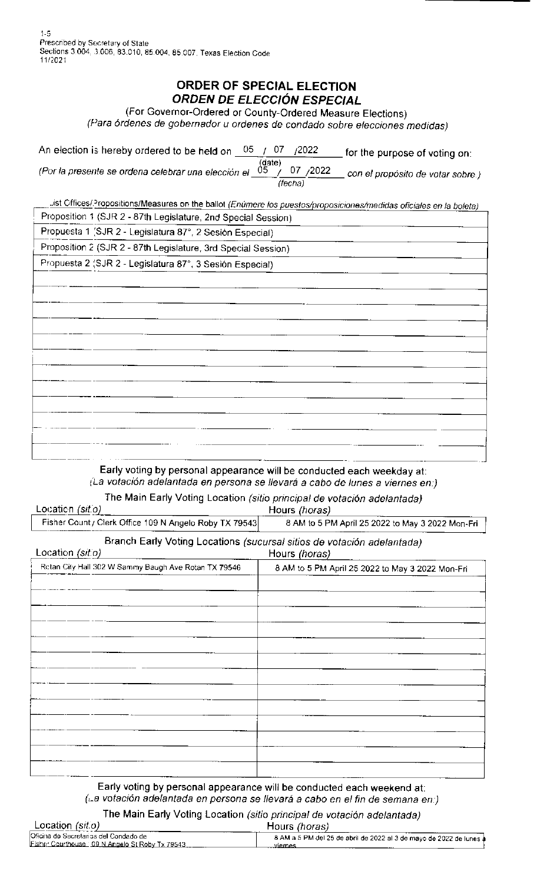1-5
Prescribed by Secretary of State
Sections 3.004, 3.006, 83.010, 85.004, 85.007, Texas Election Code
11/2021

# ORDER OF SPECIAL ELECTION
## *ORDEN DE ELECCIÓN ESPECIAL*

(For Governor-Ordered or County-Ordered Measure Elections)
*(Para órdenes de gobernador u ordenes de condado sobre elecciones medidas)*

An election is hereby ordered to be held on 05 / 07 /2022 (date) for the purpose of voting on:
*(Por la presente se ordena celebrar una elección el* 05 / 07 /2022 *(fecha) con el propósito de votar sobre.)*

List Offices/Propositions/Measures on the ballot *(Enúmere los puestos/proposiciones/medidas oficiales en la boleta)*

| |
|---|
| Proposition 1 (SJR 2 - 87th Legislature, 2nd Special Session) |
| Propuesta 1 (SJR 2 - Legislatura 87°, 2 Sesión Especial) |
| Proposition 2 (SJR 2 - 87th Legislature, 3rd Special Session) |
| Propuesta 2 (SJR 2 - Legislatura 87°, 3 Sesión Especial) |

Early voting by personal appearance will be conducted each weekday at:
*(La votación adelantada en persona se llevará a cabo de lunes a viernes en:)*

The Main Early Voting Location *(sitio principal de votación adelantada)*

| Location *(sitio)* | Hours *(horas)* |
|---|---|
| Fisher County Clerk Office 109 N Angelo Roby TX 79543 | 8 AM to 5 PM April 25 2022 to May 3 2022 Mon-Fri |

Branch Early Voting Locations *(sucursal sitios de votación adelantada)*

| Location *(sitio)* | Hours *(horas)* |
|---|---|
| Rotan City Hall 302 W Sammy Baugh Ave Rotan TX 79546 | 8 AM to 5 PM April 25 2022 to May 3 2022 Mon-Fri |

Early voting by personal appearance will be conducted each weekend at:
*(La votación adelantada en persona se llevará a cabo en el fin de semana en:)*

The Main Early Voting Location *(sitio principal de votación adelantada)*

| Location *(sitio)* | Hours *(horas)* |
|---|---|
| Oficina de Secretarias del Condado de Fisher Courthouse 109 N Angelo St Roby Tx 79543 | 8 AM a 5 PM del 25 de abril de 2022 al 3 de mayo de 2022 de lunes a viernes |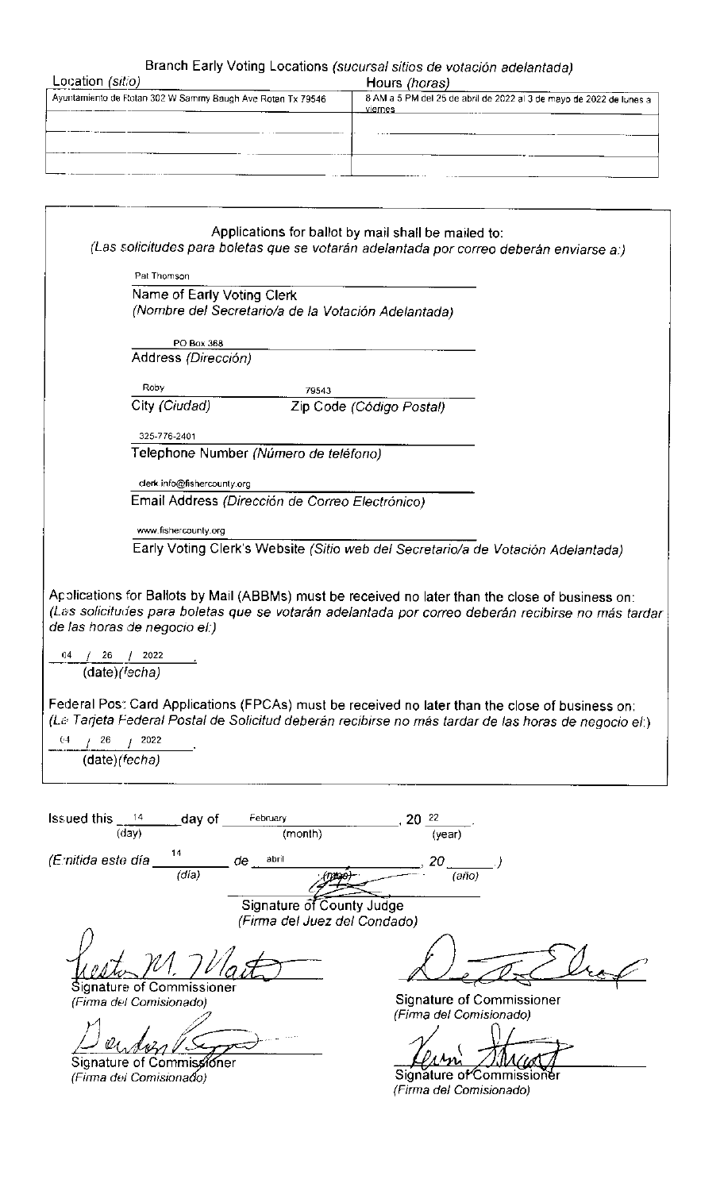Branch Early Voting Locations *(sucursal sitios de votación adelantada)*

| Location *(sitio)* | Hours *(horas)* |
| --- | --- |
| Ayuntamiento de Rotan 302 W Sammy Baugh Ave Rotan Tx 79546 | 8 AM a 5 PM del 25 de abril de 2022 al 3 de mayo de 2022 de lunes a viernes |
| | |
| | |
| | |

Applications for ballot by mail shall be mailed to:
*(Las solicitudes para boletas que se votarán adelantada por correo deberán enviarse a:)*

Pat Thomson
Name of Early Voting Clerk
*(Nombre del Secretario/a de la Votación Adelantada)*

PO Box 368
Address *(Dirección)*

Roby
City *(Ciudad)*

79543
Zip Code *(Código Postal)*

325-776-2401
Telephone Number *(Número de teléfono)*

clerk.info@fishercounty.org
Email Address *(Dirección de Correo Electrónico)*

www.fishercounty.org
Early Voting Clerk's Website *(Sitio web del Secretario/a de Votación Adelantada)*

Applications for Ballots by Mail (ABBMs) must be received no later than the close of business on:
*(Las solicitudes para boletas que se votarán adelantada por correo deberán recibirse no más tardar de las horas de negocio el:)*

04 / 26 / 2022
(date)*(fecha)*

Federal Post Card Applications (FPCAs) must be received no later than the close of business on:
*(La Tarjeta Federal Postal de Solicitud deberán recibirse no más tardar de las horas de negocio el:)*

04 / 26 / 2022
(date)*(fecha)*

Issued this 14 (day) day of February (month), 20 22 (year).

*(Emitida este día* 14 *(día)* *de* abril *(mes)*, *20* ___ *(año))*

Signature of County Judge
*(Firma del Juez del Condado)*

Signature of Commissioner
*(Firma del Comisionado)*

Signature of Commissioner
*(Firma del Comisionado)*

Signature of Commissioner
*(Firma del Comisionado)*

Signature of Commissioner
*(Firma del Comisionado)*